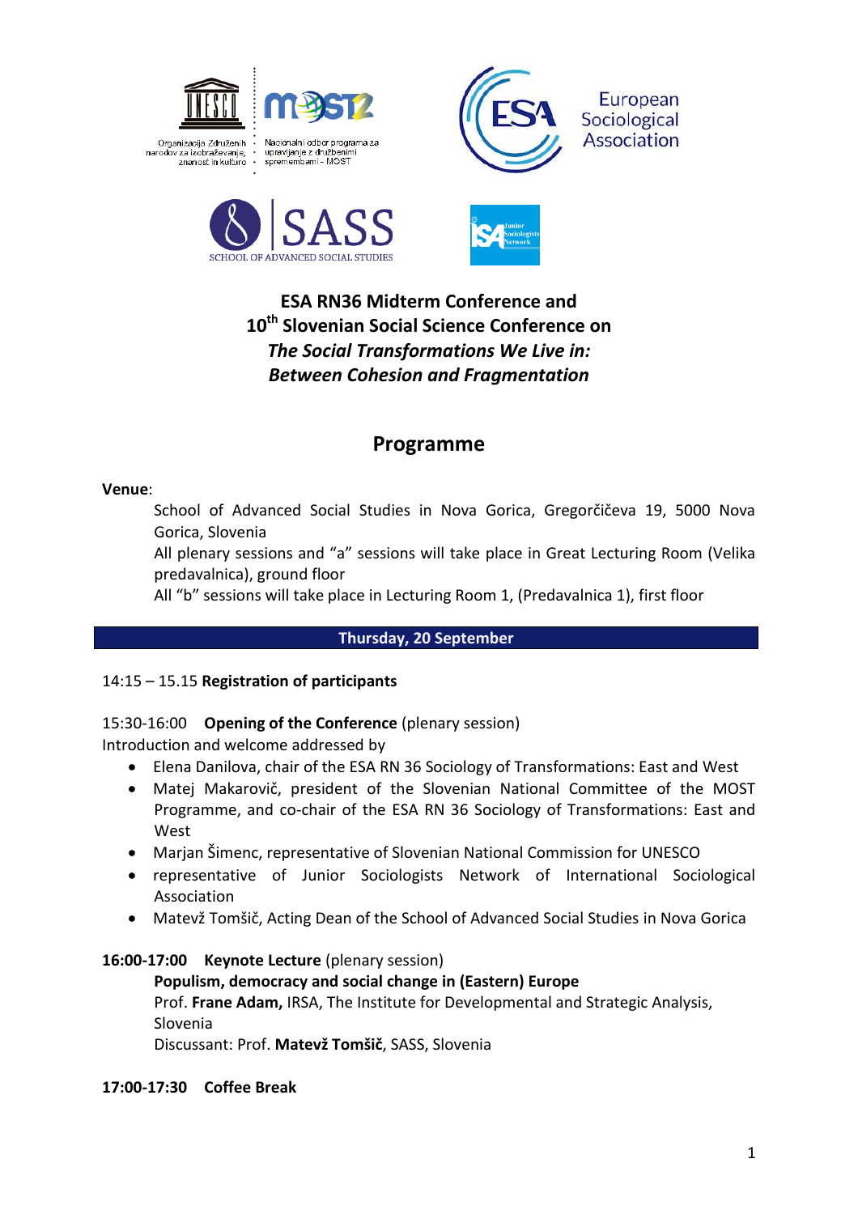# ESA RN36 Midterm Conference and 10th Slovenian Social Science Conference on *The Social Transformations We Live in: Between Cohesion and Fragmentation*

## Programme

**Venue**:

School of Advanced Social Studies in Nova Gorica, Gregorčičeva 19, 5000 Nova Gorica, Slovenia

All plenary sessions and "a" sessions will take place in Great Lecturing Room (Velika predavalnica), ground floor

All "b" sessions will take place in Lecturing Room 1, (Predavalnica 1), first floor

### Thursday, 20 September

14:15 – 15.15 **Registration of participants**

15:30-16:00 **Opening of the Conference** (plenary session)

Introduction and welcome addressed by

- Elena Danilova, chair of the ESA RN 36 Sociology of Transformations: East and West
- Matej Makarovič, president of the Slovenian National Committee of the MOST Programme, and co-chair of the ESA RN 36 Sociology of Transformations: East and West
- Marjan Šimenc, representative of Slovenian National Commission for UNESCO
- representative of Junior Sociologists Network of International Sociological Association
- Matevž Tomšič, Acting Dean of the School of Advanced Social Studies in Nova Gorica

**16:00-17:00 Keynote Lecture** (plenary session)

**Populism, democracy and social change in (Eastern) Europe**

Prof. **Frane Adam,** IRSA, The Institute for Developmental and Strategic Analysis, Slovenia

Discussant: Prof. **Matevž Tomšič**, SASS, Slovenia

**17:00-17:30 Coffee Break**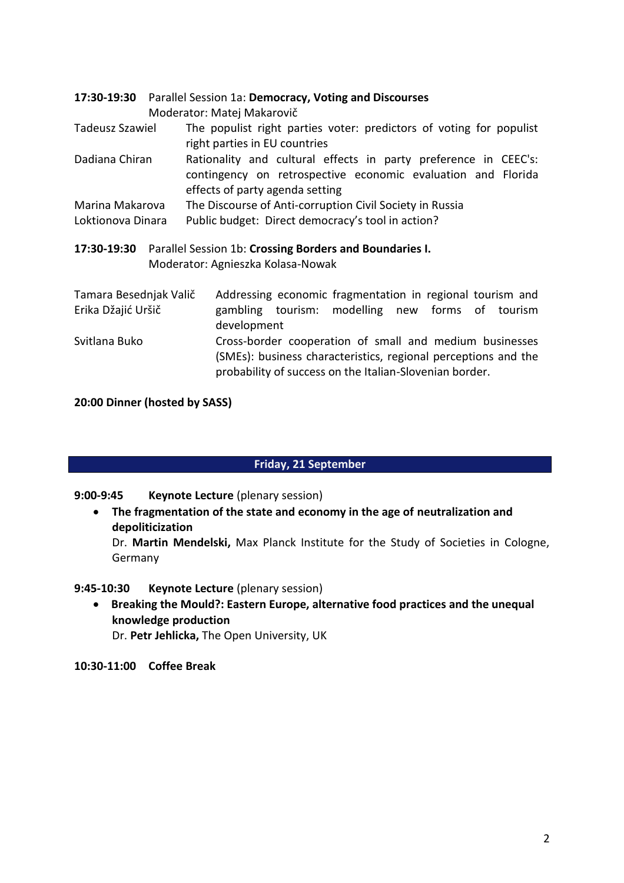**17:30-19:30** Parallel Session 1a: **Democracy, Voting and Discourses**
Moderator: Matej Makarovič

| | |
|---|---|
| Tadeusz Szawiel | The populist right parties voter: predictors of voting for populist right parties in EU countries |
| Dadiana Chiran | Rationality and cultural effects in party preference in CEEC's: contingency on retrospective economic evaluation and Florida effects of party agenda setting |
| Marina Makarova | The Discourse of Anti-corruption Civil Society in Russia |
| Loktionova Dinara | Public budget: Direct democracy's tool in action? |

**17:30-19:30** Parallel Session 1b: **Crossing Borders and Boundaries I.**
Moderator: Agnieszka Kolasa-Nowak

| | |
|---|---|
| Tamara Besednjak Valič<br>Erika Džajić Uršič | Addressing economic fragmentation in regional tourism and gambling tourism: modelling new forms of tourism development |
| Svitlana Buko | Cross-border cooperation of small and medium businesses (SMEs): business characteristics, regional perceptions and the probability of success on the Italian-Slovenian border. |

**20:00 Dinner (hosted by SASS)**

## Friday, 21 September

**9:00-9:45** **Keynote Lecture** (plenary session)

- **The fragmentation of the state and economy in the age of neutralization and depoliticization**
  Dr. **Martin Mendelski,** Max Planck Institute for the Study of Societies in Cologne, Germany

**9:45-10:30** **Keynote Lecture** (plenary session)

- **Breaking the Mould?: Eastern Europe, alternative food practices and the unequal knowledge production**
  Dr. **Petr Jehlicka,** The Open University, UK

**10:30-11:00** **Coffee Break**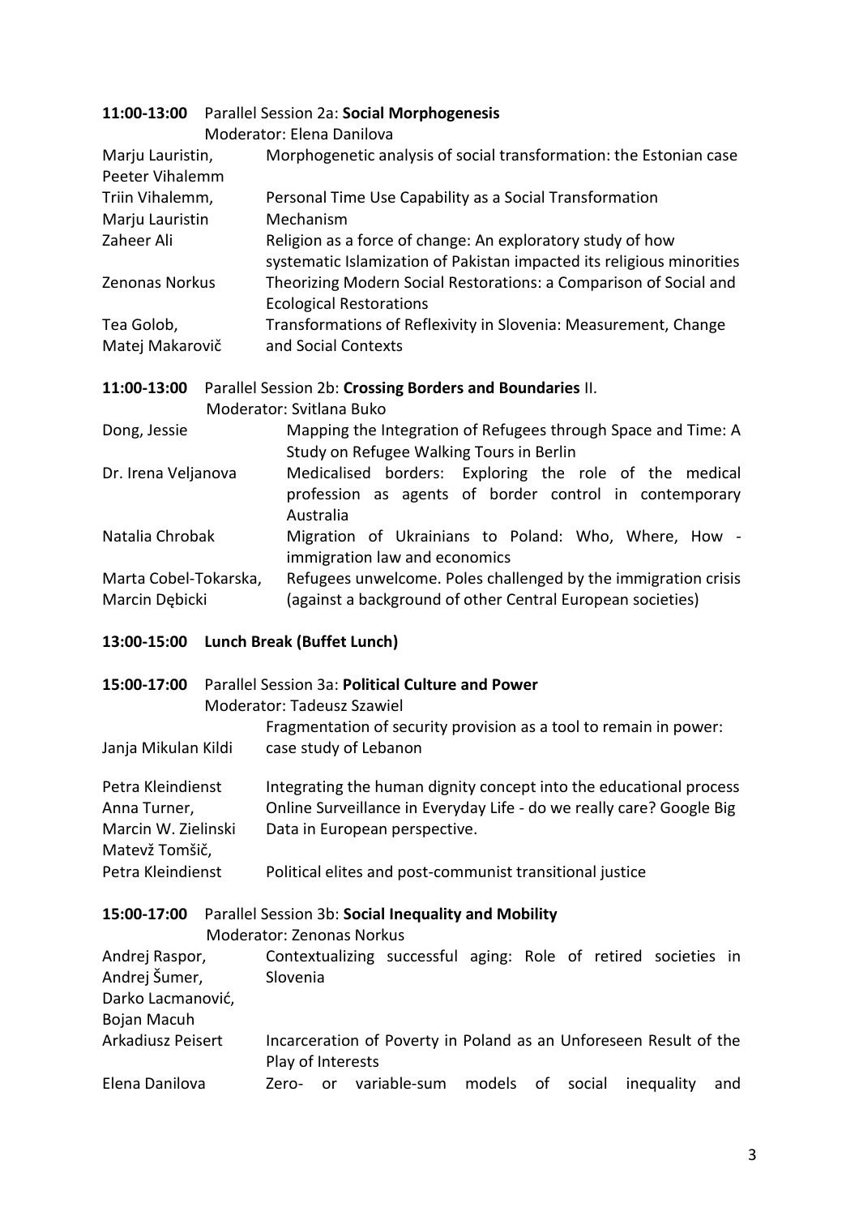**11:00-13:00** Parallel Session 2a: **Social Morphogenesis**
Moderator: Elena Danilova

| | |
|---|---|
| Marju Lauristin, Peeter Vihalemm | Morphogenetic analysis of social transformation: the Estonian case |
| Triin Vihalemm, Marju Lauristin | Personal Time Use Capability as a Social Transformation Mechanism |
| Zaheer Ali | Religion as a force of change: An exploratory study of how systematic Islamization of Pakistan impacted its religious minorities |
| Zenonas Norkus | Theorizing Modern Social Restorations: a Comparison of Social and Ecological Restorations |
| Tea Golob, Matej Makarovič | Transformations of Reflexivity in Slovenia: Measurement, Change and Social Contexts |

**11:00-13:00** Parallel Session 2b: **Crossing Borders and Boundaries** II.
Moderator: Svitlana Buko

| | |
|---|---|
| Dong, Jessie | Mapping the Integration of Refugees through Space and Time: A Study on Refugee Walking Tours in Berlin |
| Dr. Irena Veljanova | Medicalised borders: Exploring the role of the medical profession as agents of border control in contemporary Australia |
| Natalia Chrobak | Migration of Ukrainians to Poland: Who, Where, How - immigration law and economics |
| Marta Cobel-Tokarska, Marcin Dębicki | Refugees unwelcome. Poles challenged by the immigration crisis (against a background of other Central European societies) |

**13:00-15:00 Lunch Break (Buffet Lunch)**

**15:00-17:00** Parallel Session 3a: **Political Culture and Power**
Moderator: Tadeusz Szawiel

| | |
|---|---|
| Janja Mikulan Kildi | Fragmentation of security provision as a tool to remain in power: case study of Lebanon |
| Petra Kleindienst | Integrating the human dignity concept into the educational process |
| Anna Turner, Marcin W. Zielinski | Online Surveillance in Everyday Life - do we really care? Google Big Data in European perspective. |
| Matevž Tomšič, Petra Kleindienst | Political elites and post-communist transitional justice |

**15:00-17:00** Parallel Session 3b: **Social Inequality and Mobility**
Moderator: Zenonas Norkus

| | |
|---|---|
| Andrej Raspor, Andrej Šumer, Darko Lacmanović, Bojan Macuh | Contextualizing successful aging: Role of retired societies in Slovenia |
| Arkadiusz Peisert | Incarceration of Poverty in Poland as an Unforeseen Result of the Play of Interests |
| Elena Danilova | Zero- or variable-sum models of social inequality and |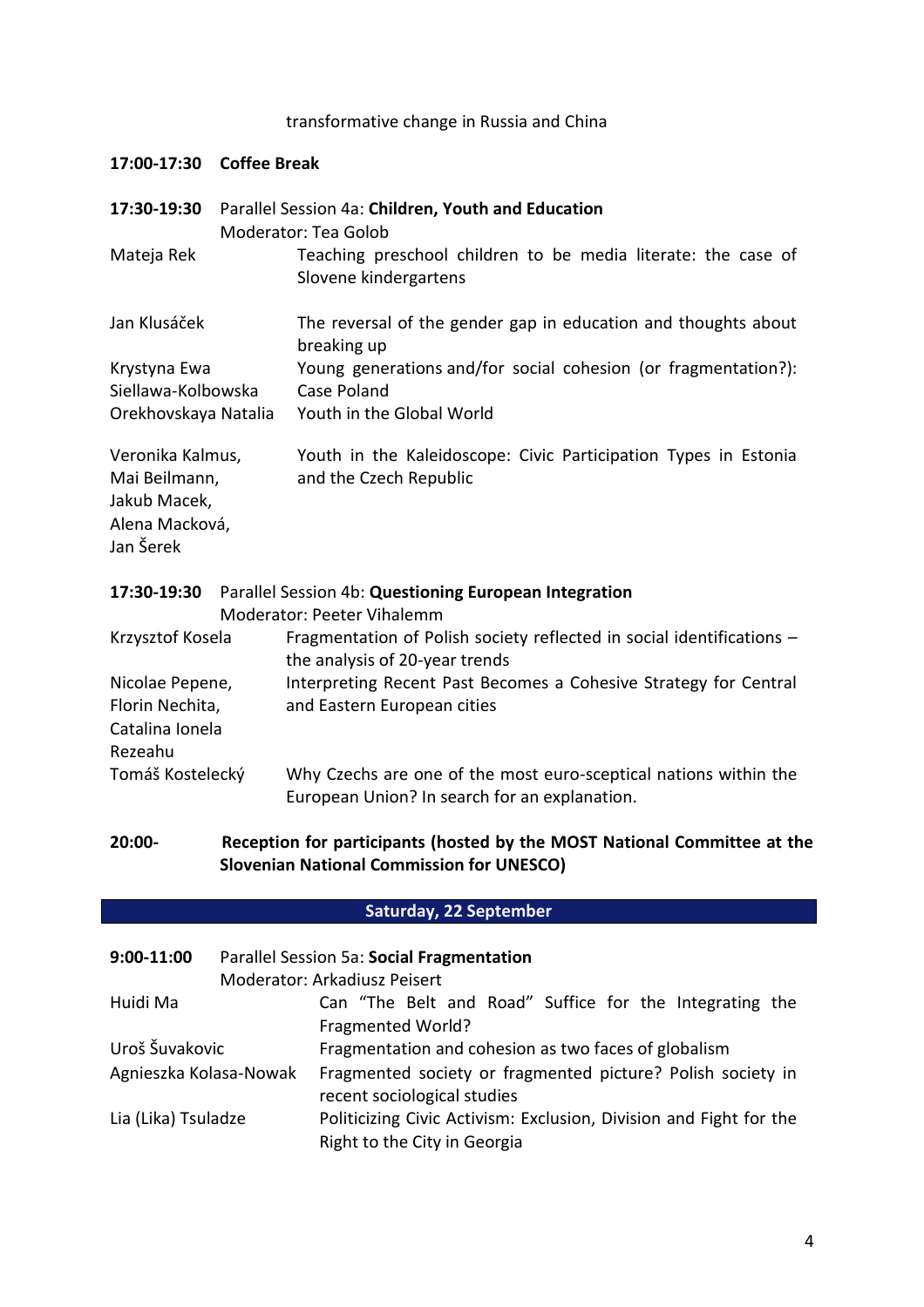transformative change in Russia and China

**17:00-17:30 Coffee Break**

**17:30-19:30** Parallel Session 4a: **Children, Youth and Education**
Moderator: Tea Golob

| | |
|---|---|
| Mateja Rek | Teaching preschool children to be media literate: the case of Slovene kindergartens |
| Jan Klusáček | The reversal of the gender gap in education and thoughts about breaking up |
| Krystyna Ewa Siellawa-Kolbowska | Young generations and/for social cohesion (or fragmentation?): Case Poland |
| Orekhovskaya Natalia | Youth in the Global World |
| Veronika Kalmus, Mai Beilmann, Jakub Macek, Alena Macková, Jan Šerek | Youth in the Kaleidoscope: Civic Participation Types in Estonia and the Czech Republic |

**17:30-19:30** Parallel Session 4b: **Questioning European Integration**
Moderator: Peeter Vihalemm

| | |
|---|---|
| Krzysztof Kosela | Fragmentation of Polish society reflected in social identifications – the analysis of 20-year trends |
| Nicolae Pepene, Florin Nechita, Catalina Ionela Rezeahu | Interpreting Recent Past Becomes a Cohesive Strategy for Central and Eastern European cities |
| Tomáš Kostelecký | Why Czechs are one of the most euro-sceptical nations within the European Union? In search for an explanation. |

**20:00- Reception for participants (hosted by the MOST National Committee at the Slovenian National Commission for UNESCO)**

## Saturday, 22 September

**9:00-11:00** Parallel Session 5a: **Social Fragmentation**
Moderator: Arkadiusz Peisert

| | |
|---|---|
| Huidi Ma | Can "The Belt and Road" Suffice for the Integrating the Fragmented World? |
| Uroš Šuvakovic | Fragmentation and cohesion as two faces of globalism |
| Agnieszka Kolasa-Nowak | Fragmented society or fragmented picture? Polish society in recent sociological studies |
| Lia (Lika) Tsuladze | Politicizing Civic Activism: Exclusion, Division and Fight for the Right to the City in Georgia |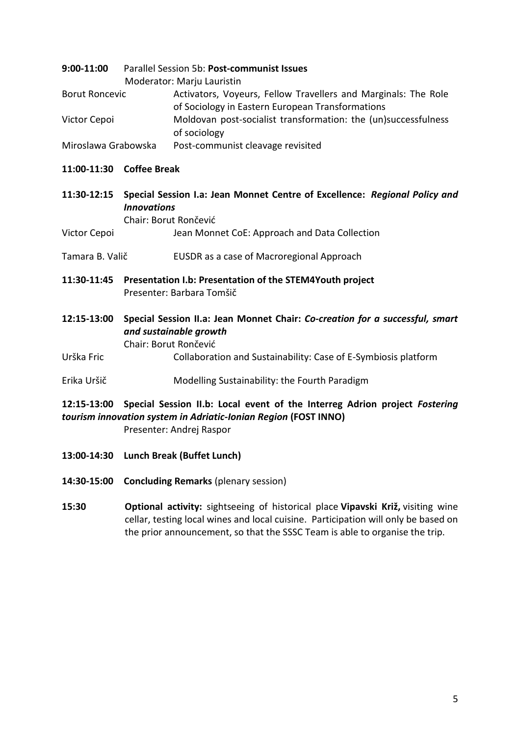**9:00-11:00** Parallel Session 5b: **Post-communist Issues**
Moderator: Marju Lauristin

Borut Roncevic — Activators, Voyeurs, Fellow Travellers and Marginals: The Role of Sociology in Eastern European Transformations

Victor Cepoi — Moldovan post-socialist transformation: the (un)successfulness of sociology

Miroslawa Grabowska — Post-communist cleavage revisited

**11:00-11:30 Coffee Break**

**11:30-12:15 Special Session I.a: Jean Monnet Centre of Excellence:** ***Regional Policy and Innovations***
Chair: Borut Rončević

Victor Cepoi — Jean Monnet CoE: Approach and Data Collection

Tamara B. Valič — EUSDR as a case of Macroregional Approach

**11:30-11:45 Presentation I.b: Presentation of the STEM4Youth project**
Presenter: Barbara Tomšič

**12:15-13:00 Special Session II.a: Jean Monnet Chair:** ***Co-creation for a successful, smart and sustainable growth***
Chair: Borut Rončević

Urška Fric — Collaboration and Sustainability: Case of E-Symbiosis platform

Erika Uršič — Modelling Sustainability: the Fourth Paradigm

**12:15-13:00 Special Session II.b: Local event of the Interreg Adrion project** ***Fostering tourism innovation system in Adriatic-Ionian Region*** **(FOST INNO)**
Presenter: Andrej Raspor

**13:00-14:30 Lunch Break (Buffet Lunch)**

**14:30-15:00 Concluding Remarks** (plenary session)

**15:30** **Optional activity:** sightseeing of historical place **Vipavski Križ,** visiting wine cellar, testing local wines and local cuisine. Participation will only be based on the prior announcement, so that the SSSC Team is able to organise the trip.